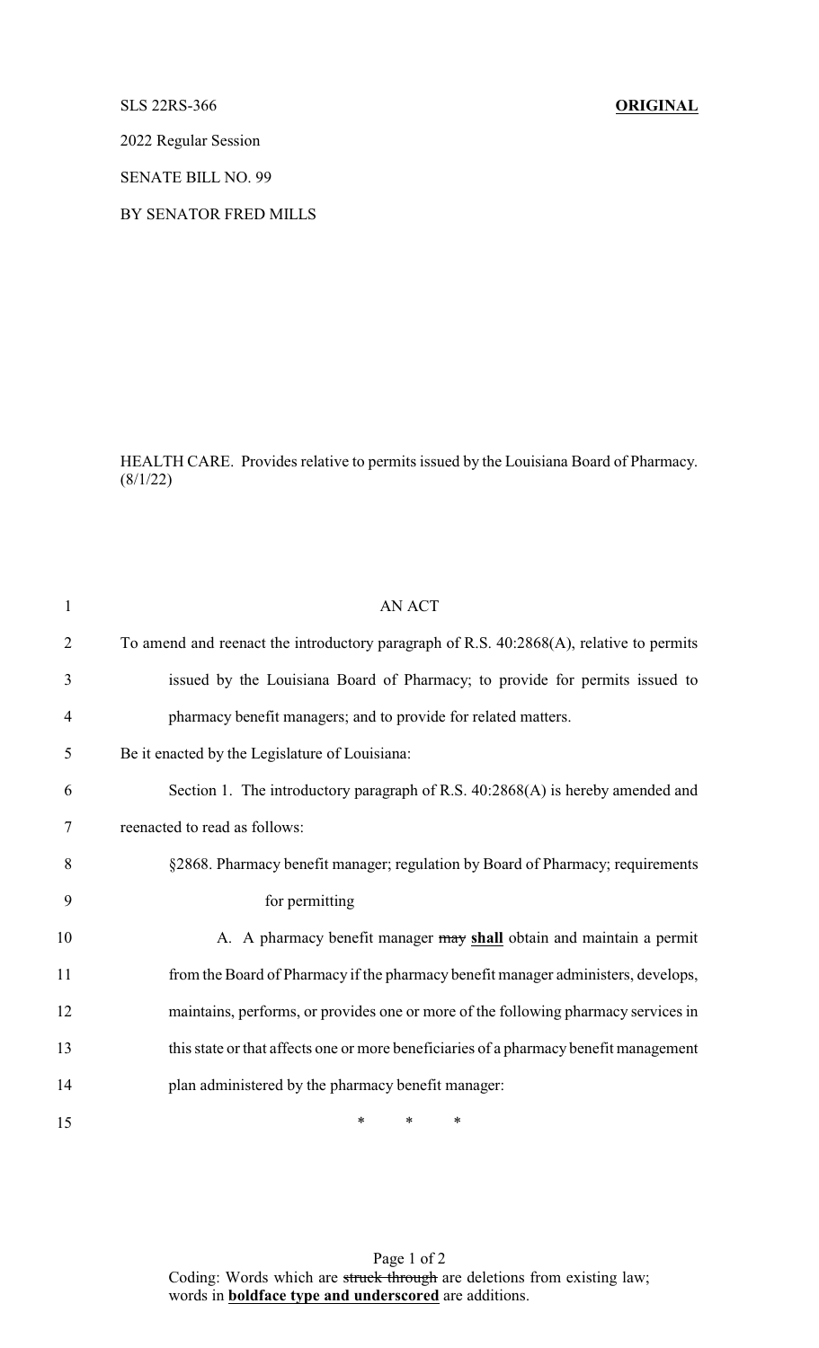SLS 22RS-366 **ORIGINAL**

2022 Regular Session

SENATE BILL NO. 99

BY SENATOR FRED MILLS

HEALTH CARE. Provides relative to permits issued by the Louisiana Board of Pharmacy. (8/1/22)

AN ACT

To amend and reenact the introductory paragraph of R.S. 40:2868(A), relative to permits issued by the Louisiana Board of Pharmacy; to provide for permits issued to pharmacy benefit managers; and to provide for related matters.

Be it enacted by the Legislature of Louisiana:

Section 1. The introductory paragraph of R.S. 40:2868(A) is hereby amended and reenacted to read as follows:

§2868. Pharmacy benefit manager; regulation by Board of Pharmacy; requirements for permitting

A. A pharmacy benefit manager ~~may~~ **shall** obtain and maintain a permit from the Board of Pharmacy if the pharmacy benefit manager administers, develops, maintains, performs, or provides one or more of the following pharmacy services in this state or that affects one or more beneficiaries of a pharmacy benefit management plan administered by the pharmacy benefit manager:

\* \* \*

Coding: Words which are ~~struck through~~ are deletions from existing law; words in **boldface type and underscored** are additions.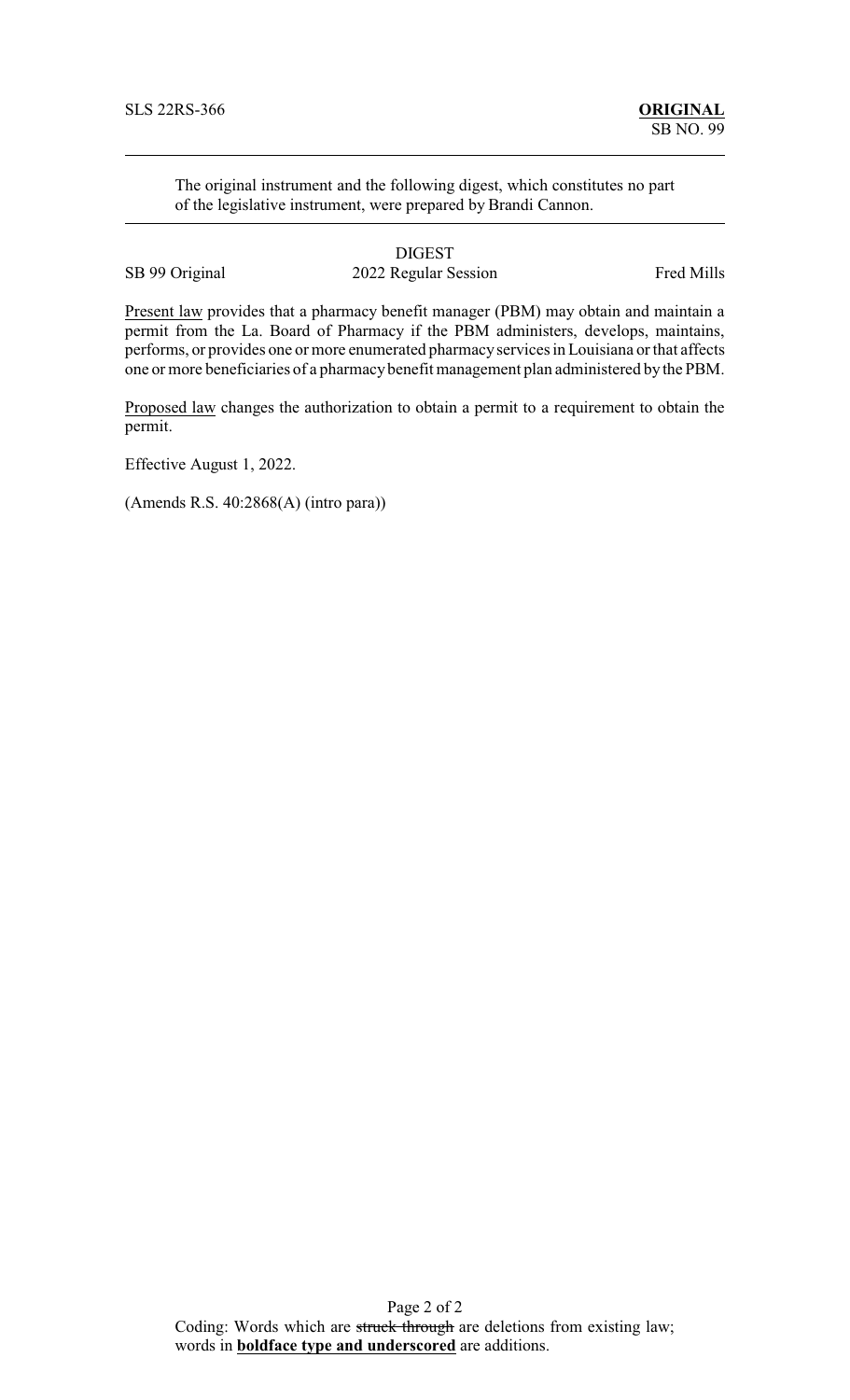The original instrument and the following digest, which constitutes no part of the legislative instrument, were prepared by Brandi Cannon.

DIGEST

SB 99 Original 2022 Regular Session Fred Mills

Present law provides that a pharmacy benefit manager (PBM) may obtain and maintain a permit from the La. Board of Pharmacy if the PBM administers, develops, maintains, performs, or provides one or more enumerated pharmacy services in Louisiana or that affects one or more beneficiaries of a pharmacy benefit management plan administered by the PBM.

Proposed law changes the authorization to obtain a permit to a requirement to obtain the permit.

Effective August 1, 2022.

(Amends R.S. 40:2868(A) (intro para))